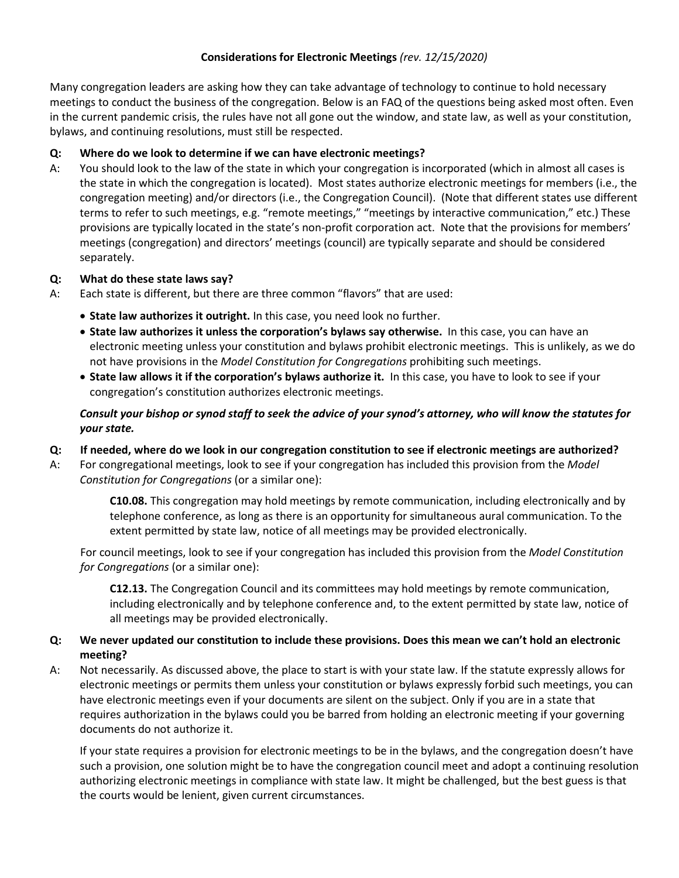# Considerations for Electronic Meetings *(rev. 12/15/2020)*

Many congregation leaders are asking how they can take advantage of technology to continue to hold necessary meetings to conduct the business of the congregation. Below is an FAQ of the questions being asked most often. Even in the current pandemic crisis, the rules have not all gone out the window, and state law, as well as your constitution, bylaws, and continuing resolutions, must still be respected.

**Q: Where do we look to determine if we can have electronic meetings?**

A: You should look to the law of the state in which your congregation is incorporated (which in almost all cases is the state in which the congregation is located). Most states authorize electronic meetings for members (i.e., the congregation meeting) and/or directors (i.e., the Congregation Council). (Note that different states use different terms to refer to such meetings, e.g. "remote meetings," "meetings by interactive communication," etc.) These provisions are typically located in the state's non-profit corporation act. Note that the provisions for members' meetings (congregation) and directors' meetings (council) are typically separate and should be considered separately.

**Q: What do these state laws say?**

A: Each state is different, but there are three common "flavors" that are used:

- **State law authorizes it outright.** In this case, you need look no further.
- **State law authorizes it unless the corporation's bylaws say otherwise.** In this case, you can have an electronic meeting unless your constitution and bylaws prohibit electronic meetings. This is unlikely, as we do not have provisions in the *Model Constitution for Congregations* prohibiting such meetings.
- **State law allows it if the corporation's bylaws authorize it.** In this case, you have to look to see if your congregation's constitution authorizes electronic meetings.

***Consult your bishop or synod staff to seek the advice of your synod's attorney, who will know the statutes for your state.***

**Q: If needed, where do we look in our congregation constitution to see if electronic meetings are authorized?**

A: For congregational meetings, look to see if your congregation has included this provision from the *Model Constitution for Congregations* (or a similar one):

> **C10.08.** This congregation may hold meetings by remote communication, including electronically and by telephone conference, as long as there is an opportunity for simultaneous aural communication. To the extent permitted by state law, notice of all meetings may be provided electronically.

For council meetings, look to see if your congregation has included this provision from the *Model Constitution for Congregations* (or a similar one):

> **C12.13.** The Congregation Council and its committees may hold meetings by remote communication, including electronically and by telephone conference and, to the extent permitted by state law, notice of all meetings may be provided electronically.

**Q: We never updated our constitution to include these provisions. Does this mean we can't hold an electronic meeting?**

A: Not necessarily. As discussed above, the place to start is with your state law. If the statute expressly allows for electronic meetings or permits them unless your constitution or bylaws expressly forbid such meetings, you can have electronic meetings even if your documents are silent on the subject. Only if you are in a state that requires authorization in the bylaws could you be barred from holding an electronic meeting if your governing documents do not authorize it.

If your state requires a provision for electronic meetings to be in the bylaws, and the congregation doesn't have such a provision, one solution might be to have the congregation council meet and adopt a continuing resolution authorizing electronic meetings in compliance with state law. It might be challenged, but the best guess is that the courts would be lenient, given current circumstances.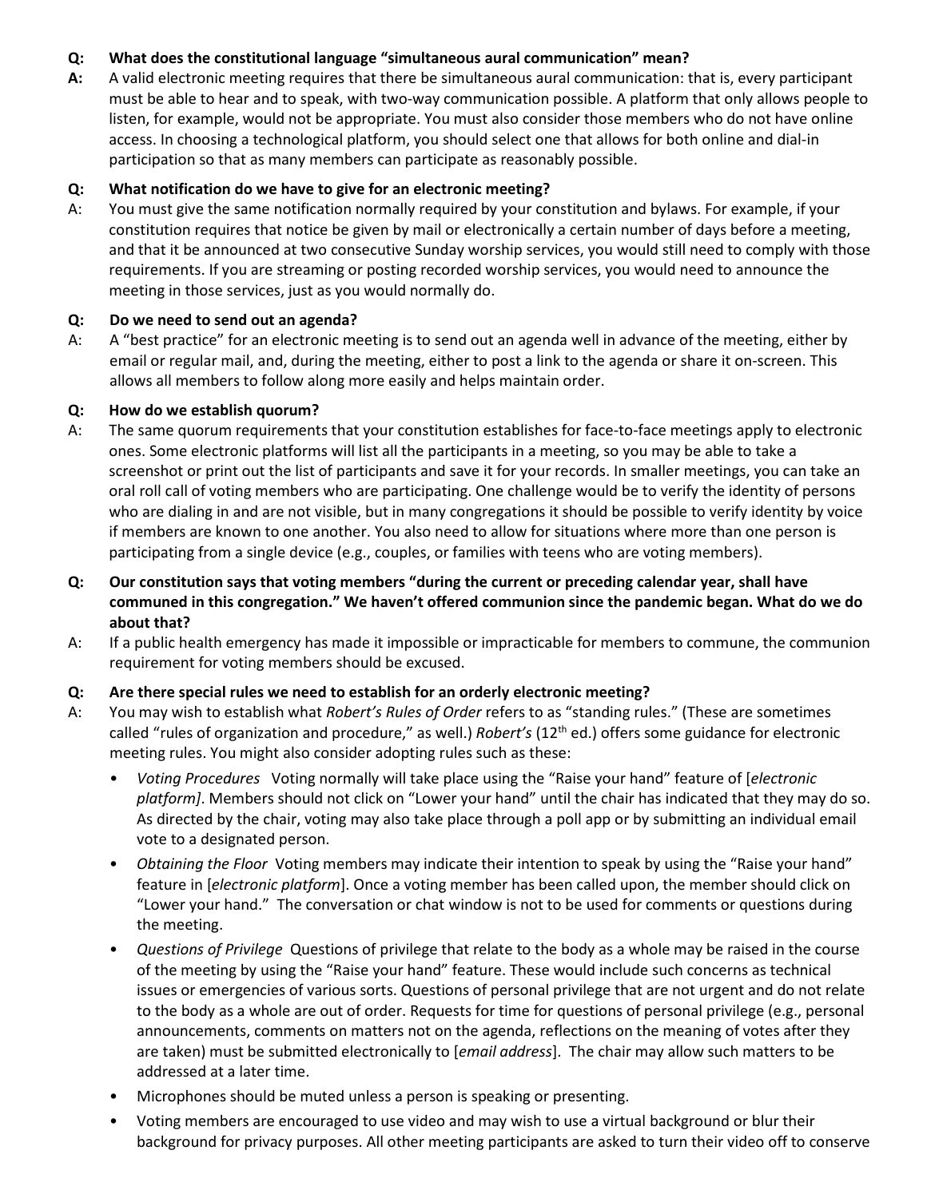**Q: What does the constitutional language "simultaneous aural communication" mean?**

**A:** A valid electronic meeting requires that there be simultaneous aural communication: that is, every participant must be able to hear and to speak, with two-way communication possible. A platform that only allows people to listen, for example, would not be appropriate. You must also consider those members who do not have online access. In choosing a technological platform, you should select one that allows for both online and dial-in participation so that as many members can participate as reasonably possible.

**Q: What notification do we have to give for an electronic meeting?**

A: You must give the same notification normally required by your constitution and bylaws. For example, if your constitution requires that notice be given by mail or electronically a certain number of days before a meeting, and that it be announced at two consecutive Sunday worship services, you would still need to comply with those requirements. If you are streaming or posting recorded worship services, you would need to announce the meeting in those services, just as you would normally do.

**Q: Do we need to send out an agenda?**

A: A "best practice" for an electronic meeting is to send out an agenda well in advance of the meeting, either by email or regular mail, and, during the meeting, either to post a link to the agenda or share it on-screen. This allows all members to follow along more easily and helps maintain order.

**Q: How do we establish quorum?**

A: The same quorum requirements that your constitution establishes for face-to-face meetings apply to electronic ones. Some electronic platforms will list all the participants in a meeting, so you may be able to take a screenshot or print out the list of participants and save it for your records. In smaller meetings, you can take an oral roll call of voting members who are participating. One challenge would be to verify the identity of persons who are dialing in and are not visible, but in many congregations it should be possible to verify identity by voice if members are known to one another. You also need to allow for situations where more than one person is participating from a single device (e.g., couples, or families with teens who are voting members).

**Q: Our constitution says that voting members "during the current or preceding calendar year, shall have communed in this congregation." We haven't offered communion since the pandemic began. What do we do about that?**

A: If a public health emergency has made it impossible or impracticable for members to commune, the communion requirement for voting members should be excused.

**Q: Are there special rules we need to establish for an orderly electronic meeting?**

A: You may wish to establish what *Robert's Rules of Order* refers to as "standing rules." (These are sometimes called "rules of organization and procedure," as well.) *Robert's* (12th ed.) offers some guidance for electronic meeting rules. You might also consider adopting rules such as these:

- *Voting Procedures* Voting normally will take place using the "Raise your hand" feature of [*electronic platform]*. Members should not click on "Lower your hand" until the chair has indicated that they may do so. As directed by the chair, voting may also take place through a poll app or by submitting an individual email vote to a designated person.
- *Obtaining the Floor* Voting members may indicate their intention to speak by using the "Raise your hand" feature in [*electronic platform*]. Once a voting member has been called upon, the member should click on "Lower your hand." The conversation or chat window is not to be used for comments or questions during the meeting.
- *Questions of Privilege* Questions of privilege that relate to the body as a whole may be raised in the course of the meeting by using the "Raise your hand" feature. These would include such concerns as technical issues or emergencies of various sorts. Questions of personal privilege that are not urgent and do not relate to the body as a whole are out of order. Requests for time for questions of personal privilege (e.g., personal announcements, comments on matters not on the agenda, reflections on the meaning of votes after they are taken) must be submitted electronically to [*email address*]. The chair may allow such matters to be addressed at a later time.
- Microphones should be muted unless a person is speaking or presenting.
- Voting members are encouraged to use video and may wish to use a virtual background or blur their background for privacy purposes. All other meeting participants are asked to turn their video off to conserve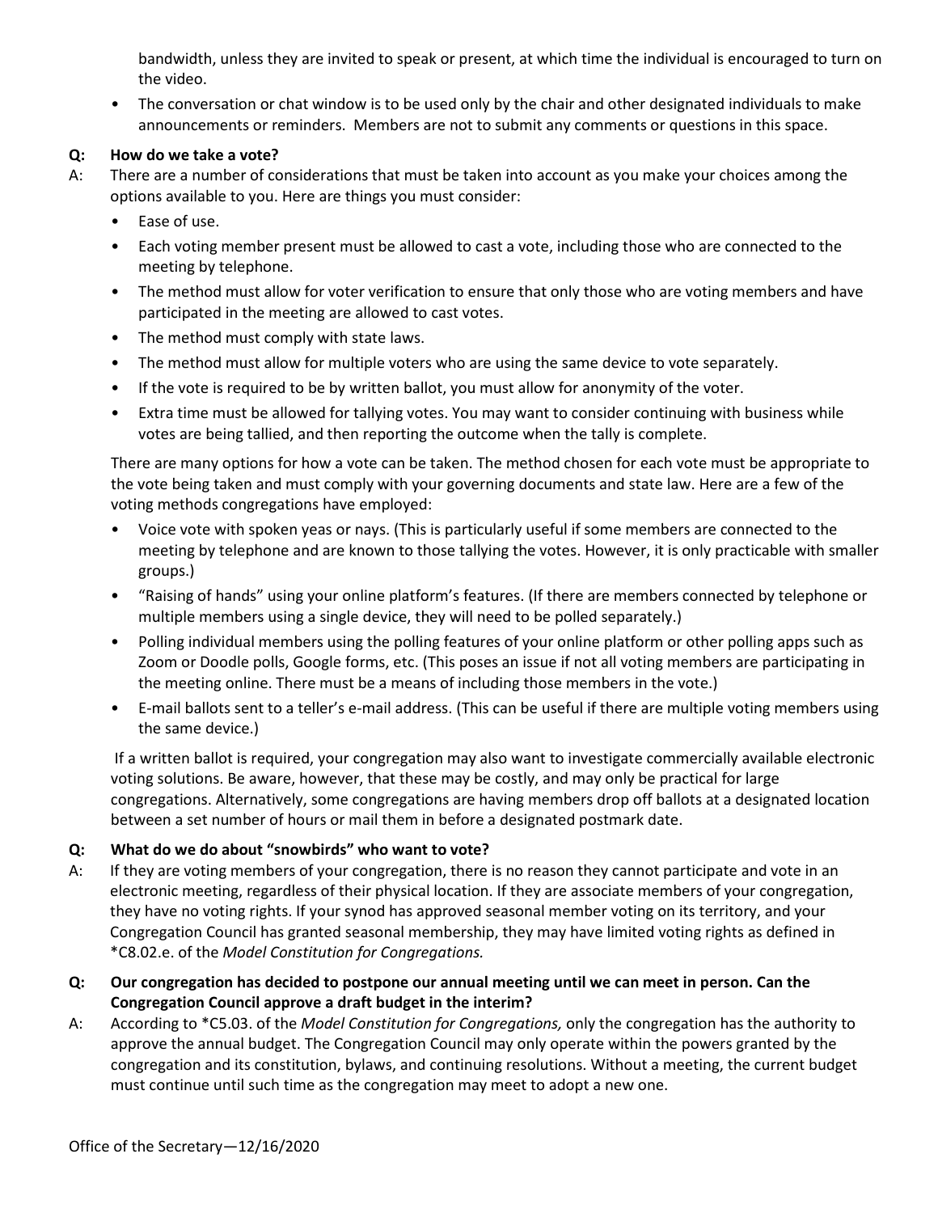bandwidth, unless they are invited to speak or present, at which time the individual is encouraged to turn on the video.

- The conversation or chat window is to be used only by the chair and other designated individuals to make announcements or reminders. Members are not to submit any comments or questions in this space.

**Q: How do we take a vote?**

A: There are a number of considerations that must be taken into account as you make your choices among the options available to you. Here are things you must consider:

- Ease of use.
- Each voting member present must be allowed to cast a vote, including those who are connected to the meeting by telephone.
- The method must allow for voter verification to ensure that only those who are voting members and have participated in the meeting are allowed to cast votes.
- The method must comply with state laws.
- The method must allow for multiple voters who are using the same device to vote separately.
- If the vote is required to be by written ballot, you must allow for anonymity of the voter.
- Extra time must be allowed for tallying votes. You may want to consider continuing with business while votes are being tallied, and then reporting the outcome when the tally is complete.

There are many options for how a vote can be taken. The method chosen for each vote must be appropriate to the vote being taken and must comply with your governing documents and state law. Here are a few of the voting methods congregations have employed:

- Voice vote with spoken yeas or nays. (This is particularly useful if some members are connected to the meeting by telephone and are known to those tallying the votes. However, it is only practicable with smaller groups.)
- "Raising of hands" using your online platform's features. (If there are members connected by telephone or multiple members using a single device, they will need to be polled separately.)
- Polling individual members using the polling features of your online platform or other polling apps such as Zoom or Doodle polls, Google forms, etc. (This poses an issue if not all voting members are participating in the meeting online. There must be a means of including those members in the vote.)
- E-mail ballots sent to a teller's e-mail address. (This can be useful if there are multiple voting members using the same device.)

If a written ballot is required, your congregation may also want to investigate commercially available electronic voting solutions. Be aware, however, that these may be costly, and may only be practical for large congregations. Alternatively, some congregations are having members drop off ballots at a designated location between a set number of hours or mail them in before a designated postmark date.

**Q: What do we do about "snowbirds" who want to vote?**

A: If they are voting members of your congregation, there is no reason they cannot participate and vote in an electronic meeting, regardless of their physical location. If they are associate members of your congregation, they have no voting rights. If your synod has approved seasonal member voting on its territory, and your Congregation Council has granted seasonal membership, they may have limited voting rights as defined in *C8.02.e. of the *Model Constitution for Congregations.*

**Q: Our congregation has decided to postpone our annual meeting until we can meet in person. Can the Congregation Council approve a draft budget in the interim?**

A: According to *C5.03. of the *Model Constitution for Congregations,* only the congregation has the authority to approve the annual budget. The Congregation Council may only operate within the powers granted by the congregation and its constitution, bylaws, and continuing resolutions. Without a meeting, the current budget must continue until such time as the congregation may meet to adopt a new one.